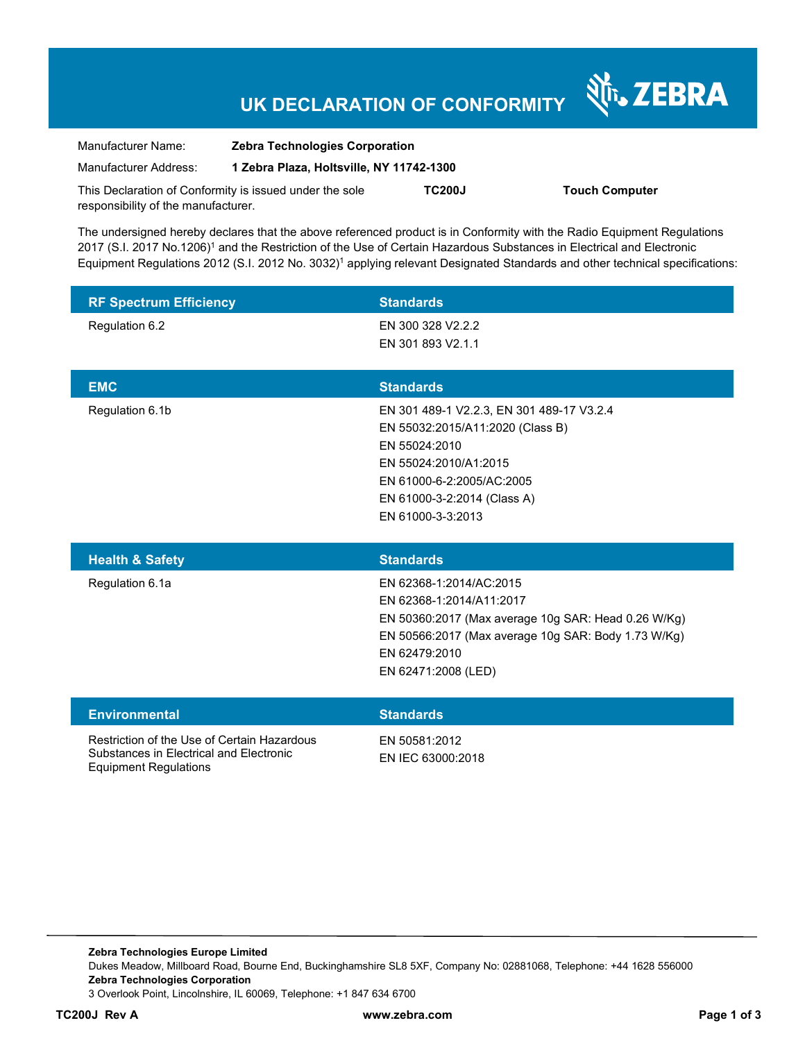# UK DECLARATION OF CONFORMITY

ZEBRA

| | |
|---|---|
| Manufacturer Name: | **Zebra Technologies Corporation** |
| Manufacturer Address: | **1 Zebra Plaza, Holtsville, NY 11742-1300** |

This Declaration of Conformity is issued under the sole responsibility of the manufacturer. **TC200J** **Touch Computer**

The undersigned hereby declares that the above referenced product is in Conformity with the Radio Equipment Regulations 2017 (S.I. 2017 No.1206)[1] and the Restriction of the Use of Certain Hazardous Substances in Electrical and Electronic Equipment Regulations 2012 (S.I. 2012 No. 3032)[1] applying relevant Designated Standards and other technical specifications:

| RF Spectrum Efficiency | Standards |
|---|---|
| Regulation 6.2 | EN 300 328 V2.2.2<br>EN 301 893 V2.1.1 |

| EMC | Standards |
|---|---|
| Regulation 6.1b | EN 301 489-1 V2.2.3, EN 301 489-17 V3.2.4<br>EN 55032:2015/A11:2020 (Class B)<br>EN 55024:2010<br>EN 55024:2010/A1:2015<br>EN 61000-6-2:2005/AC:2005<br>EN 61000-3-2:2014 (Class A)<br>EN 61000-3-3:2013 |

| Health & Safety | Standards |
|---|---|
| Regulation 6.1a | EN 62368-1:2014/AC:2015<br>EN 62368-1:2014/A11:2017<br>EN 50360:2017 (Max average 10g SAR: Head 0.26 W/Kg)<br>EN 50566:2017 (Max average 10g SAR: Body 1.73 W/Kg)<br>EN 62479:2010<br>EN 62471:2008 (LED) |

| Environmental | Standards |
|---|---|
| Restriction of the Use of Certain Hazardous Substances in Electrical and Electronic Equipment Regulations | EN 50581:2012<br>EN IEC 63000:2018 |

**Zebra Technologies Europe Limited**
Dukes Meadow, Millboard Road, Bourne End, Buckinghamshire SL8 5XF, Company No: 02881068, Telephone: +44 1628 556000
**Zebra Technologies Corporation**
3 Overlook Point, Lincolnshire, IL 60069, Telephone: +1 847 634 6700

**TC200J Rev A** **www.zebra.com**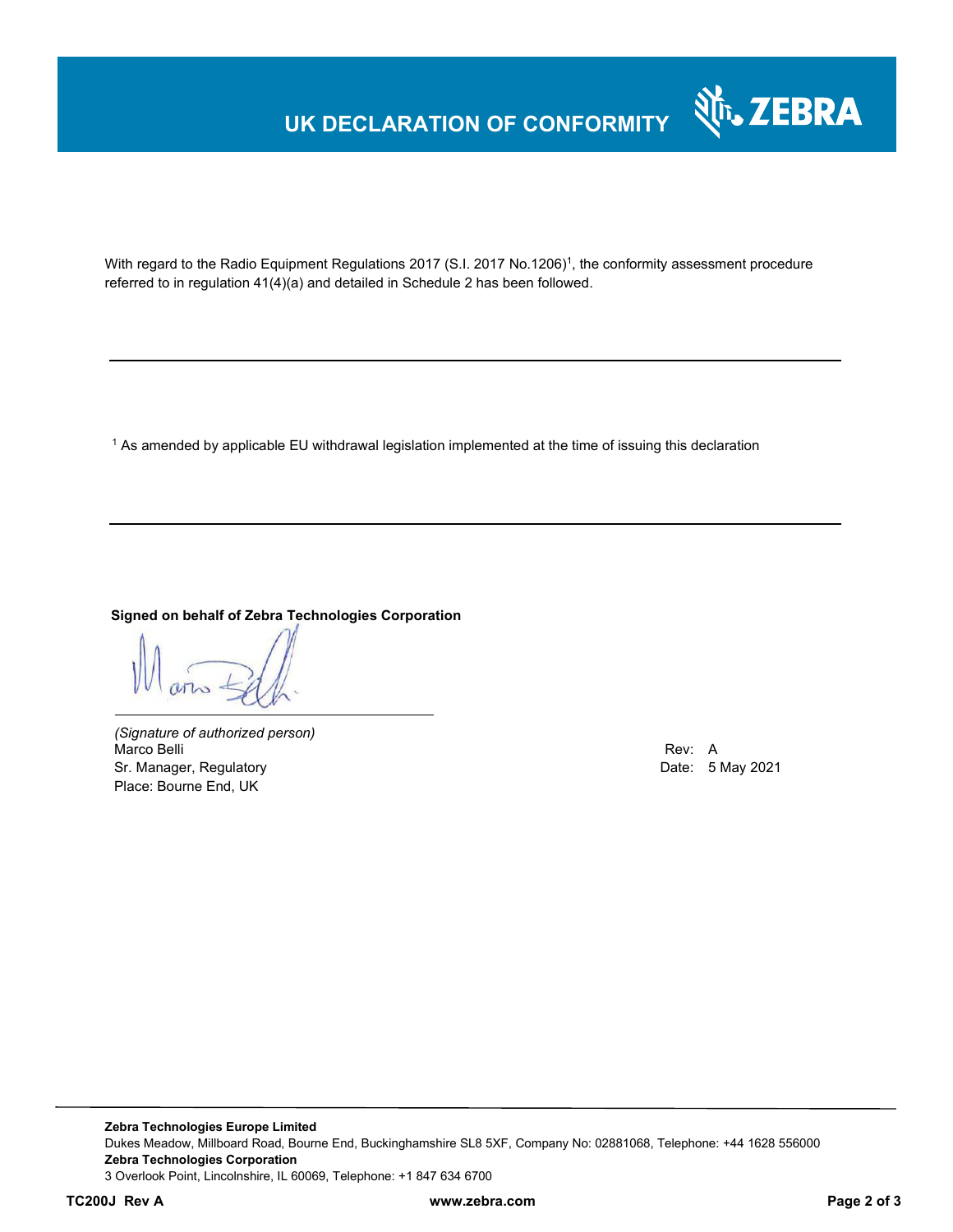# UK DECLARATION OF CONFORMITY

With regard to the Radio Equipment Regulations 2017 (S.I. 2017 No.1206)[1], the conformity assessment procedure referred to in regulation 41(4)(a) and detailed in Schedule 2 has been followed.

---

[1] As amended by applicable EU withdrawal legislation implemented at the time of issuing this declaration

---

**Signed on behalf of Zebra Technologies Corporation**

*(Signature of authorized person)*
Marco Belli
Sr. Manager, Regulatory
Place: Bourne End, UK

Rev: A
Date: 5 May 2021

**Zebra Technologies Europe Limited**
Dukes Meadow, Millboard Road, Bourne End, Buckinghamshire SL8 5XF, Company No: 02881068, Telephone: +44 1628 556000
**Zebra Technologies Corporation**
3 Overlook Point, Lincolnshire, IL 60069, Telephone: +1 847 634 6700

**TC200J Rev A** **www.zebra.com**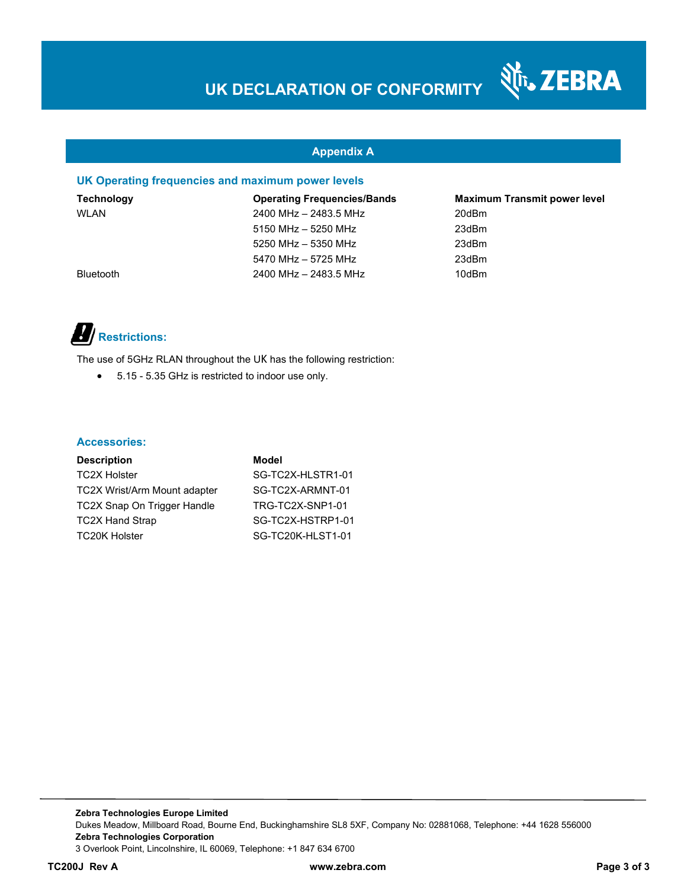# UK DECLARATION OF CONFORMITY

## Appendix A

### UK Operating frequencies and maximum power levels

| Technology | Operating Frequencies/Bands | Maximum Transmit power level |
|---|---|---|
| WLAN | 2400 MHz – 2483.5 MHz | 20dBm |
| | 5150 MHz – 5250 MHz | 23dBm |
| | 5250 MHz – 5350 MHz | 23dBm |
| | 5470 MHz – 5725 MHz | 23dBm |
| Bluetooth | 2400 MHz – 2483.5 MHz | 10dBm |

### Restrictions:

The use of 5GHz RLAN throughout the UK has the following restriction:

- 5.15 - 5.35 GHz is restricted to indoor use only.

### Accessories:

| Description | Model |
|---|---|
| TC2X Holster | SG-TC2X-HLSTR1-01 |
| TC2X Wrist/Arm Mount adapter | SG-TC2X-ARMNT-01 |
| TC2X Snap On Trigger Handle | TRG-TC2X-SNP1-01 |
| TC2X Hand Strap | SG-TC2X-HSTRP1-01 |
| TC20K Holster | SG-TC20K-HLST1-01 |

**Zebra Technologies Europe Limited**
Dukes Meadow, Millboard Road, Bourne End, Buckinghamshire SL8 5XF, Company No: 02881068, Telephone: +44 1628 556000
**Zebra Technologies Corporation**
3 Overlook Point, Lincolnshire, IL 60069, Telephone: +1 847 634 6700

**TC200J Rev A** **www.zebra.com**